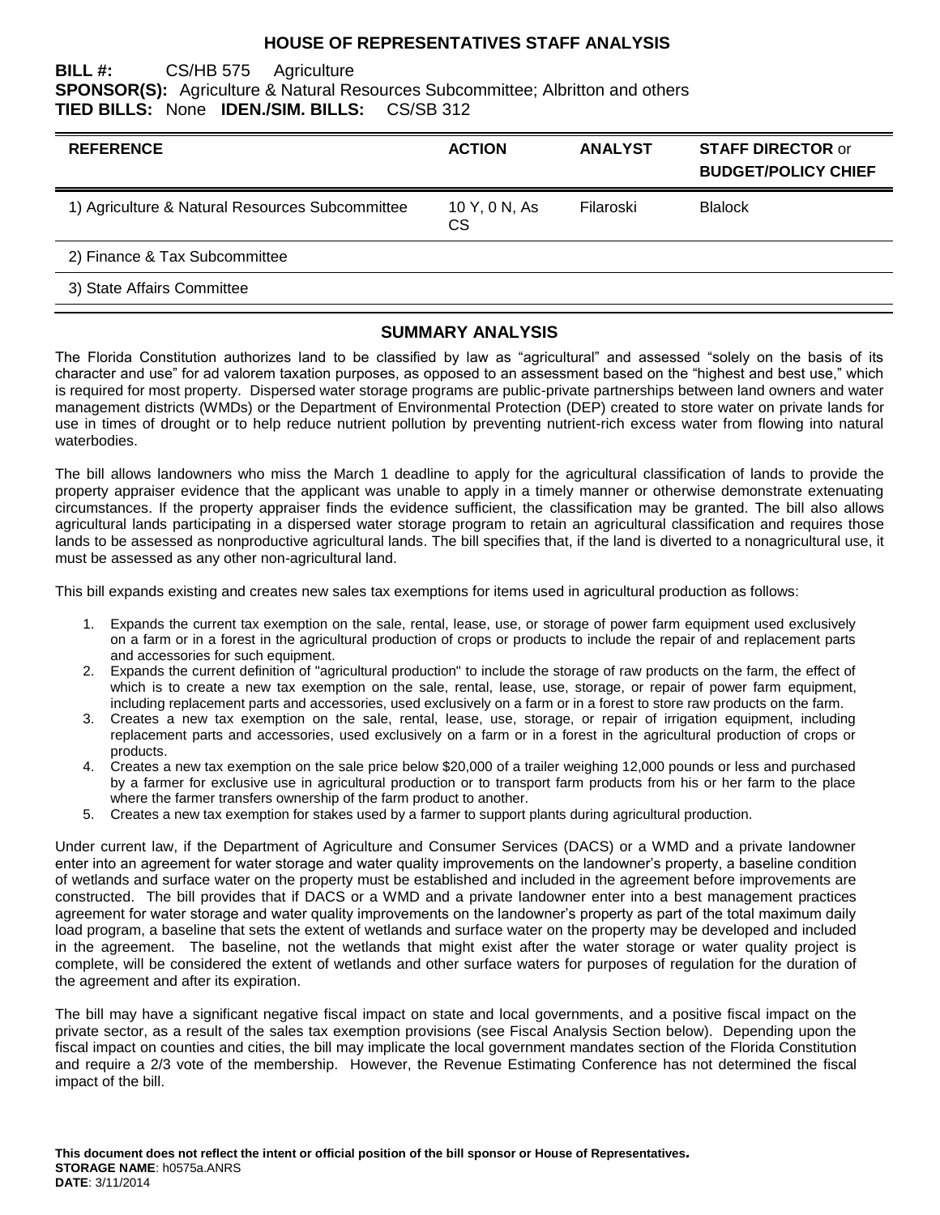# HOUSE OF REPRESENTATIVES STAFF ANALYSIS

**BILL #:** CS/HB 575 Agriculture
**SPONSOR(S):** Agriculture & Natural Resources Subcommittee; Albritton and others
**TIED BILLS:** None **IDEN./SIM. BILLS:** CS/SB 312

| REFERENCE | ACTION | ANALYST | STAFF DIRECTOR or BUDGET/POLICY CHIEF |
|---|---|---|---|
| 1) Agriculture & Natural Resources Subcommittee | 10 Y, 0 N, As CS | Filaroski | Blalock |
| 2) Finance & Tax Subcommittee | | | |
| 3) State Affairs Committee | | | |

## SUMMARY ANALYSIS

The Florida Constitution authorizes land to be classified by law as "agricultural" and assessed "solely on the basis of its character and use" for ad valorem taxation purposes, as opposed to an assessment based on the "highest and best use," which is required for most property. Dispersed water storage programs are public-private partnerships between land owners and water management districts (WMDs) or the Department of Environmental Protection (DEP) created to store water on private lands for use in times of drought or to help reduce nutrient pollution by preventing nutrient-rich excess water from flowing into natural waterbodies.

The bill allows landowners who miss the March 1 deadline to apply for the agricultural classification of lands to provide the property appraiser evidence that the applicant was unable to apply in a timely manner or otherwise demonstrate extenuating circumstances. If the property appraiser finds the evidence sufficient, the classification may be granted. The bill also allows agricultural lands participating in a dispersed water storage program to retain an agricultural classification and requires those lands to be assessed as nonproductive agricultural lands. The bill specifies that, if the land is diverted to a nonagricultural use, it must be assessed as any other non-agricultural land.

This bill expands existing and creates new sales tax exemptions for items used in agricultural production as follows:

1. Expands the current tax exemption on the sale, rental, lease, use, or storage of power farm equipment used exclusively on a farm or in a forest in the agricultural production of crops or products to include the repair of and replacement parts and accessories for such equipment.
2. Expands the current definition of "agricultural production" to include the storage of raw products on the farm, the effect of which is to create a new tax exemption on the sale, rental, lease, use, storage, or repair of power farm equipment, including replacement parts and accessories, used exclusively on a farm or in a forest to store raw products on the farm.
3. Creates a new tax exemption on the sale, rental, lease, use, storage, or repair of irrigation equipment, including replacement parts and accessories, used exclusively on a farm or in a forest in the agricultural production of crops or products.
4. Creates a new tax exemption on the sale price below $20,000 of a trailer weighing 12,000 pounds or less and purchased by a farmer for exclusive use in agricultural production or to transport farm products from his or her farm to the place where the farmer transfers ownership of the farm product to another.
5. Creates a new tax exemption for stakes used by a farmer to support plants during agricultural production.

Under current law, if the Department of Agriculture and Consumer Services (DACS) or a WMD and a private landowner enter into an agreement for water storage and water quality improvements on the landowner's property, a baseline condition of wetlands and surface water on the property must be established and included in the agreement before improvements are constructed. The bill provides that if DACS or a WMD and a private landowner enter into a best management practices agreement for water storage and water quality improvements on the landowner's property as part of the total maximum daily load program, a baseline that sets the extent of wetlands and surface water on the property may be developed and included in the agreement. The baseline, not the wetlands that might exist after the water storage or water quality project is complete, will be considered the extent of wetlands and other surface waters for purposes of regulation for the duration of the agreement and after its expiration.

The bill may have a significant negative fiscal impact on state and local governments, and a positive fiscal impact on the private sector, as a result of the sales tax exemption provisions (see Fiscal Analysis Section below). Depending upon the fiscal impact on counties and cities, the bill may implicate the local government mandates section of the Florida Constitution and require a 2/3 vote of the membership. However, the Revenue Estimating Conference has not determined the fiscal impact of the bill.

**This document does not reflect the intent or official position of the bill sponsor or House of Representatives.**
**STORAGE NAME**: h0575a.ANRS
**DATE**: 3/11/2014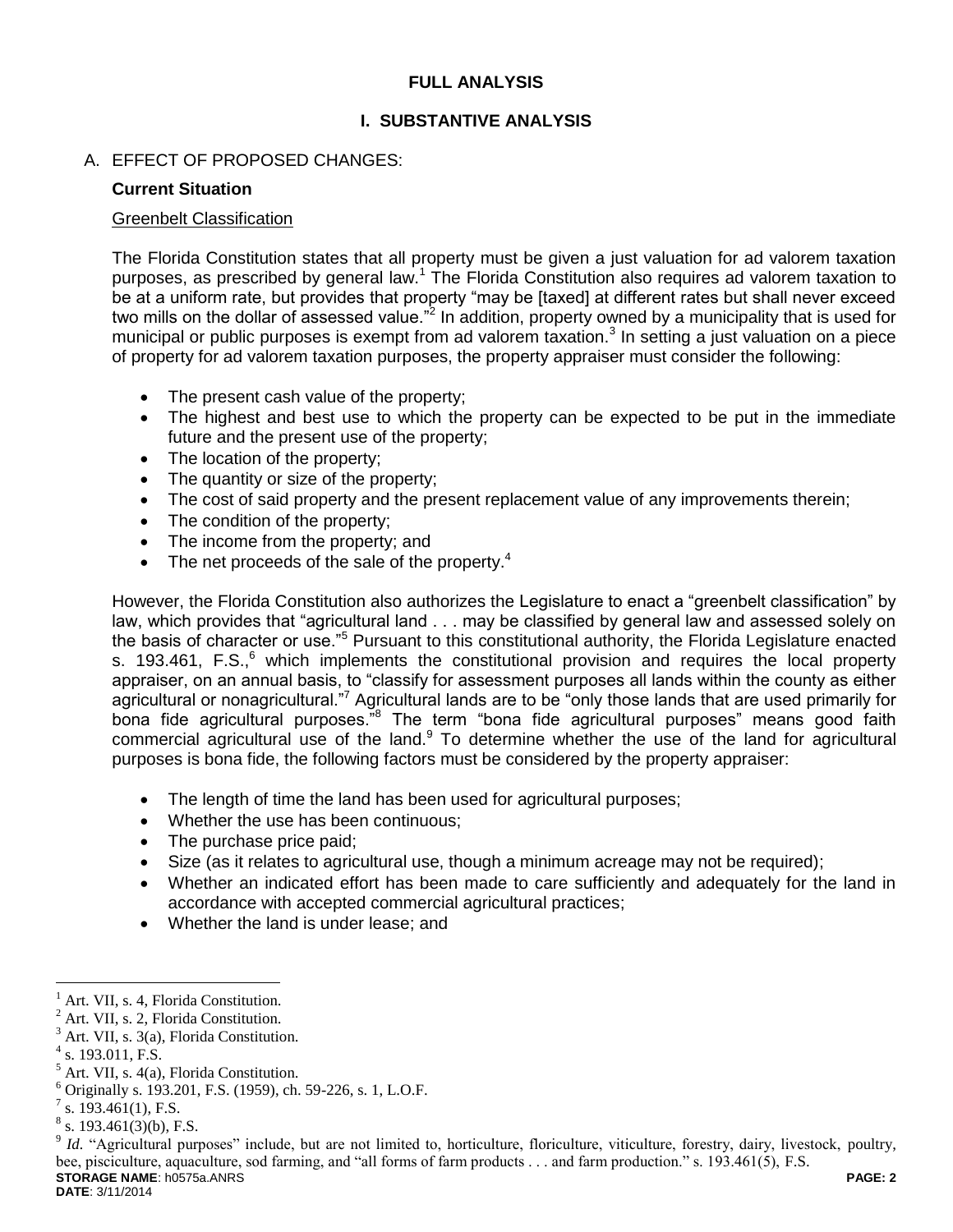## FULL ANALYSIS

## I. SUBSTANTIVE ANALYSIS

A. EFFECT OF PROPOSED CHANGES:

**Current Situation**

Greenbelt Classification

The Florida Constitution states that all property must be given a just valuation for ad valorem taxation purposes, as prescribed by general law.[1] The Florida Constitution also requires ad valorem taxation to be at a uniform rate, but provides that property "may be [taxed] at different rates but shall never exceed two mills on the dollar of assessed value."[2] In addition, property owned by a municipality that is used for municipal or public purposes is exempt from ad valorem taxation.[3] In setting a just valuation on a piece of property for ad valorem taxation purposes, the property appraiser must consider the following:

- The present cash value of the property;
- The highest and best use to which the property can be expected to be put in the immediate future and the present use of the property;
- The location of the property;
- The quantity or size of the property;
- The cost of said property and the present replacement value of any improvements therein;
- The condition of the property;
- The income from the property; and
- The net proceeds of the sale of the property.[4]

However, the Florida Constitution also authorizes the Legislature to enact a "greenbelt classification" by law, which provides that "agricultural land . . . may be classified by general law and assessed solely on the basis of character or use."[5] Pursuant to this constitutional authority, the Florida Legislature enacted s. 193.461, F.S.,[6] which implements the constitutional provision and requires the local property appraiser, on an annual basis, to "classify for assessment purposes all lands within the county as either agricultural or nonagricultural."[7] Agricultural lands are to be "only those lands that are used primarily for bona fide agricultural purposes."[8] The term "bona fide agricultural purposes" means good faith commercial agricultural use of the land.[9] To determine whether the use of the land for agricultural purposes is bona fide, the following factors must be considered by the property appraiser:

- The length of time the land has been used for agricultural purposes;
- Whether the use has been continuous;
- The purchase price paid;
- Size (as it relates to agricultural use, though a minimum acreage may not be required);
- Whether an indicated effort has been made to care sufficiently and adequately for the land in accordance with accepted commercial agricultural practices;
- Whether the land is under lease; and

---

[1] Art. VII, s. 4, Florida Constitution.
[2] Art. VII, s. 2, Florida Constitution.
[3] Art. VII, s. 3(a), Florida Constitution.
[4] s. 193.011, F.S.
[5] Art. VII, s. 4(a), Florida Constitution.
[6] Originally s. 193.201, F.S. (1959), ch. 59-226, s. 1, L.O.F.
[7] s. 193.461(1), F.S.
[8] s. 193.461(3)(b), F.S.
[9] *Id.* "Agricultural purposes" include, but are not limited to, horticulture, floriculture, viticulture, forestry, dairy, livestock, poultry, bee, pisciculture, aquaculture, sod farming, and "all forms of farm products . . . and farm production." s. 193.461(5), F.S.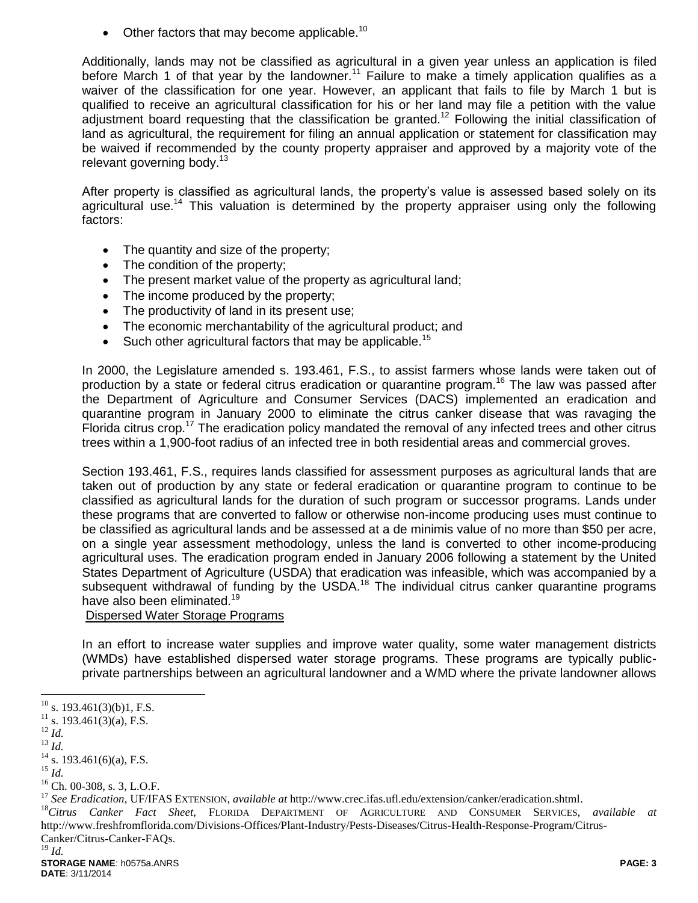- Other factors that may become applicable.[10]

Additionally, lands may not be classified as agricultural in a given year unless an application is filed before March 1 of that year by the landowner.[11] Failure to make a timely application qualifies as a waiver of the classification for one year. However, an applicant that fails to file by March 1 but is qualified to receive an agricultural classification for his or her land may file a petition with the value adjustment board requesting that the classification be granted.[12] Following the initial classification of land as agricultural, the requirement for filing an annual application or statement for classification may be waived if recommended by the county property appraiser and approved by a majority vote of the relevant governing body.[13]

After property is classified as agricultural lands, the property's value is assessed based solely on its agricultural use.[14] This valuation is determined by the property appraiser using only the following factors:

- The quantity and size of the property;
- The condition of the property;
- The present market value of the property as agricultural land;
- The income produced by the property;
- The productivity of land in its present use;
- The economic merchantability of the agricultural product; and
- Such other agricultural factors that may be applicable.[15]

In 2000, the Legislature amended s. 193.461, F.S., to assist farmers whose lands were taken out of production by a state or federal citrus eradication or quarantine program.[16] The law was passed after the Department of Agriculture and Consumer Services (DACS) implemented an eradication and quarantine program in January 2000 to eliminate the citrus canker disease that was ravaging the Florida citrus crop.[17] The eradication policy mandated the removal of any infected trees and other citrus trees within a 1,900-foot radius of an infected tree in both residential areas and commercial groves.

Section 193.461, F.S., requires lands classified for assessment purposes as agricultural lands that are taken out of production by any state or federal eradication or quarantine program to continue to be classified as agricultural lands for the duration of such program or successor programs. Lands under these programs that are converted to fallow or otherwise non-income producing uses must continue to be classified as agricultural lands and be assessed at a de minimis value of no more than $50 per acre, on a single year assessment methodology, unless the land is converted to other income-producing agricultural uses. The eradication program ended in January 2006 following a statement by the United States Department of Agriculture (USDA) that eradication was infeasible, which was accompanied by a subsequent withdrawal of funding by the USDA.[18] The individual citrus canker quarantine programs have also been eliminated.[19]

Dispersed Water Storage Programs

In an effort to increase water supplies and improve water quality, some water management districts (WMDs) have established dispersed water storage programs. These programs are typically public-private partnerships between an agricultural landowner and a WMD where the private landowner allows

---

[10] s. 193.461(3)(b)1, F.S.
[11] s. 193.461(3)(a), F.S.
[12] *Id.*
[13] *Id.*
[14] s. 193.461(6)(a), F.S.
[15] *Id.*
[16] Ch. 00-308, s. 3, L.O.F.
[17] *See Eradication*, UF/IFAS EXTENSION, *available at* http://www.crec.ifas.ufl.edu/extension/canker/eradication.shtml.
[18] *Citrus Canker Fact Sheet*, FLORIDA DEPARTMENT OF AGRICULTURE AND CONSUMER SERVICES, *available at* http://www.freshfromflorida.com/Divisions-Offices/Plant-Industry/Pests-Diseases/Citrus-Health-Response-Program/Citrus-Canker/Citrus-Canker-FAQs.
[19] *Id.*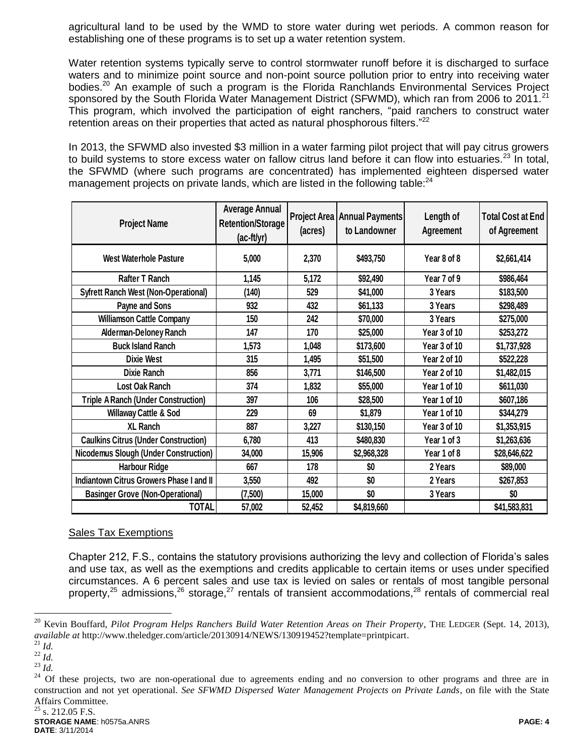agricultural land to be used by the WMD to store water during wet periods. A common reason for establishing one of these programs is to set up a water retention system.

Water retention systems typically serve to control stormwater runoff before it is discharged to surface waters and to minimize point source and non-point source pollution prior to entry into receiving water bodies.[20] An example of such a program is the Florida Ranchlands Environmental Services Project sponsored by the South Florida Water Management District (SFWMD), which ran from 2006 to 2011.[21] This program, which involved the participation of eight ranchers, "paid ranchers to construct water retention areas on their properties that acted as natural phosphorous filters."[22]

In 2013, the SFWMD also invested $3 million in a water farming pilot project that will pay citrus growers to build systems to store excess water on fallow citrus land before it can flow into estuaries.[23] In total, the SFWMD (where such programs are concentrated) has implemented eighteen dispersed water management projects on private lands, which are listed in the following table:[24]

| Project Name | Average Annual Retention/Storage (ac-ft/yr) | Project Area (acres) | Annual Payments to Landowner | Length of Agreement | Total Cost at End of Agreement |
|---|---|---|---|---|---|
| West Waterhole Pasture | 5,000 | 2,370 | $493,750 | Year 8 of 8 | $2,661,414 |
| Rafter T Ranch | 1,145 | 5,172 | $92,490 | Year 7 of 9 | $986,464 |
| Syfrett Ranch West (Non-Operational) | (140) | 529 | $41,000 | 3 Years | $183,500 |
| Payne and Sons | 932 | 432 | $61,133 | 3 Years | $298,489 |
| Williamson Cattle Company | 150 | 242 | $70,000 | 3 Years | $275,000 |
| Alderman-Deloney Ranch | 147 | 170 | $25,000 | Year 3 of 10 | $253,272 |
| Buck Island Ranch | 1,573 | 1,048 | $173,600 | Year 3 of 10 | $1,737,928 |
| Dixie West | 315 | 1,495 | $51,500 | Year 2 of 10 | $522,228 |
| Dixie Ranch | 856 | 3,771 | $146,500 | Year 2 of 10 | $1,482,015 |
| Lost Oak Ranch | 374 | 1,832 | $55,000 | Year 1 of 10 | $611,030 |
| Triple A Ranch (Under Construction) | 397 | 106 | $28,500 | Year 1 of 10 | $607,186 |
| Willaway Cattle & Sod | 229 | 69 | $1,879 | Year 1 of 10 | $344,279 |
| XL Ranch | 887 | 3,227 | $130,150 | Year 3 of 10 | $1,353,915 |
| Caulkins Citrus (Under Construction) | 6,780 | 413 | $480,830 | Year 1 of 3 | $1,263,636 |
| Nicodemus Slough (Under Construction) | 34,000 | 15,906 | $2,968,328 | Year 1 of 8 | $28,646,622 |
| Harbour Ridge | 667 | 178 | $0 | 2 Years | $89,000 |
| Indiantown Citrus Growers Phase I and II | 3,550 | 492 | $0 | 2 Years | $267,853 |
| Basinger Grove (Non-Operational) | (7,500) | 15,000 | $0 | 3 Years | $0 |
| TOTAL | 57,002 | 52,452 | $4,819,660 | | $41,583,831 |

## Sales Tax Exemptions

Chapter 212, F.S., contains the statutory provisions authorizing the levy and collection of Florida's sales and use tax, as well as the exemptions and credits applicable to certain items or uses under specified circumstances. A 6 percent sales and use tax is levied on sales or rentals of most tangible personal property,[25] admissions,[26] storage,[27] rentals of transient accommodations,[28] rentals of commercial real

---

[20] Kevin Bouffard, *Pilot Program Helps Ranchers Build Water Retention Areas on Their Property*, THE LEDGER (Sept. 14, 2013), *available at* http://www.theledger.com/article/20130914/NEWS/130919452?template=printpicart.

[21] *Id.*

[22] *Id.*

[23] *Id.*

[24] Of these projects, two are non-operational due to agreements ending and no conversion to other programs and three are in construction and not yet operational. *See SFWMD Dispersed Water Management Projects on Private Lands*, on file with the State Affairs Committee.

[25] s. 212.05 F.S.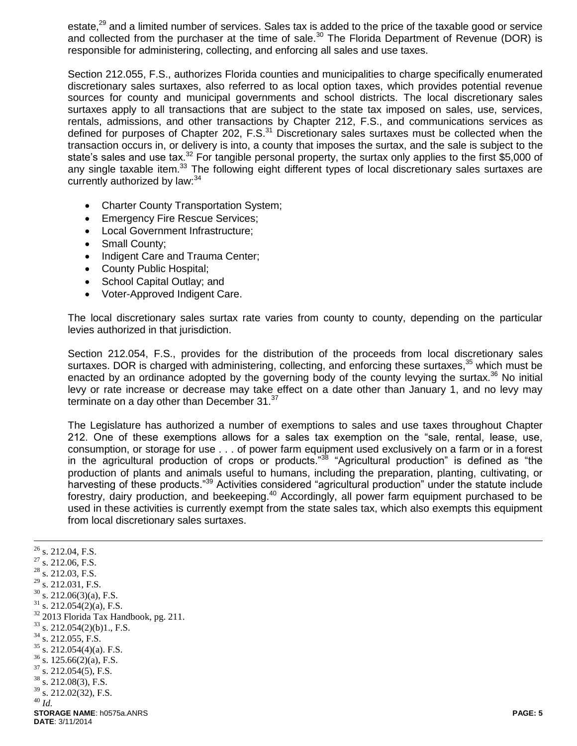estate,[29] and a limited number of services. Sales tax is added to the price of the taxable good or service and collected from the purchaser at the time of sale.[30] The Florida Department of Revenue (DOR) is responsible for administering, collecting, and enforcing all sales and use taxes.

Section 212.055, F.S., authorizes Florida counties and municipalities to charge specifically enumerated discretionary sales surtaxes, also referred to as local option taxes, which provides potential revenue sources for county and municipal governments and school districts. The local discretionary sales surtaxes apply to all transactions that are subject to the state tax imposed on sales, use, services, rentals, admissions, and other transactions by Chapter 212, F.S., and communications services as defined for purposes of Chapter 202, F.S.[31] Discretionary sales surtaxes must be collected when the transaction occurs in, or delivery is into, a county that imposes the surtax, and the sale is subject to the state's sales and use tax.[32] For tangible personal property, the surtax only applies to the first $5,000 of any single taxable item.[33] The following eight different types of local discretionary sales surtaxes are currently authorized by law:[34]

- Charter County Transportation System;
- Emergency Fire Rescue Services;
- Local Government Infrastructure;
- Small County;
- Indigent Care and Trauma Center;
- County Public Hospital;
- School Capital Outlay; and
- Voter-Approved Indigent Care.

The local discretionary sales surtax rate varies from county to county, depending on the particular levies authorized in that jurisdiction.

Section 212.054, F.S., provides for the distribution of the proceeds from local discretionary sales surtaxes. DOR is charged with administering, collecting, and enforcing these surtaxes,[35] which must be enacted by an ordinance adopted by the governing body of the county levying the surtax.[36] No initial levy or rate increase or decrease may take effect on a date other than January 1, and no levy may terminate on a day other than December 31.[37]

The Legislature has authorized a number of exemptions to sales and use taxes throughout Chapter 212. One of these exemptions allows for a sales tax exemption on the "sale, rental, lease, use, consumption, or storage for use . . . of power farm equipment used exclusively on a farm or in a forest in the agricultural production of crops or products."[38] "Agricultural production" is defined as "the production of plants and animals useful to humans, including the preparation, planting, cultivating, or harvesting of these products."[39] Activities considered "agricultural production" under the statute include forestry, dairy production, and beekeeping.[40] Accordingly, all power farm equipment purchased to be used in these activities is currently exempt from the state sales tax, which also exempts this equipment from local discretionary sales surtaxes.

---

[26] s. 212.04, F.S.
[27] s. 212.06, F.S.
[28] s. 212.03, F.S.
[29] s. 212.031, F.S.
[30] s. 212.06(3)(a), F.S.
[31] s. 212.054(2)(a), F.S.
[32] 2013 Florida Tax Handbook, pg. 211.
[33] s. 212.054(2)(b)1., F.S.
[34] s. 212.055, F.S.
[35] s. 212.054(4)(a). F.S.
[36] s. 125.66(2)(a), F.S.
[37] s. 212.054(5), F.S.
[38] s. 212.08(3), F.S.
[39] s. 212.02(32), F.S.
[40] *Id.*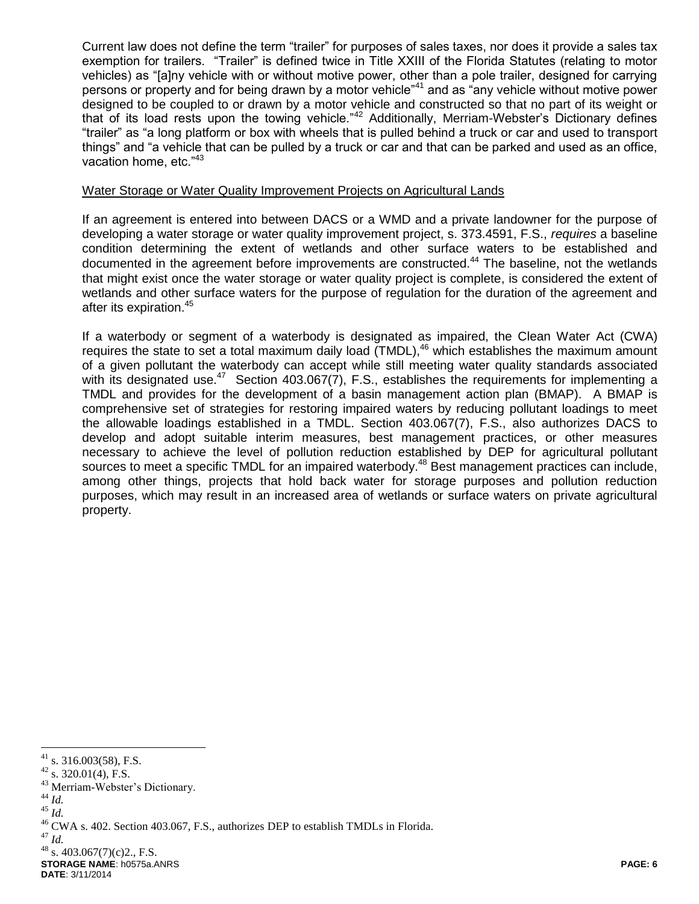Current law does not define the term "trailer" for purposes of sales taxes, nor does it provide a sales tax exemption for trailers. "Trailer" is defined twice in Title XXIII of the Florida Statutes (relating to motor vehicles) as "[a]ny vehicle with or without motive power, other than a pole trailer, designed for carrying persons or property and for being drawn by a motor vehicle"[41] and as "any vehicle without motive power designed to be coupled to or drawn by a motor vehicle and constructed so that no part of its weight or that of its load rests upon the towing vehicle."[42] Additionally, Merriam-Webster's Dictionary defines "trailer" as "a long platform or box with wheels that is pulled behind a truck or car and used to transport things" and "a vehicle that can be pulled by a truck or car and that can be parked and used as an office, vacation home, etc."[43]

Water Storage or Water Quality Improvement Projects on Agricultural Lands

If an agreement is entered into between DACS or a WMD and a private landowner for the purpose of developing a water storage or water quality improvement project, s. 373.4591, F.S., *requires* a baseline condition determining the extent of wetlands and other surface waters to be established and documented in the agreement before improvements are constructed.[44] The baseline, not the wetlands that might exist once the water storage or water quality project is complete, is considered the extent of wetlands and other surface waters for the purpose of regulation for the duration of the agreement and after its expiration.[45]

If a waterbody or segment of a waterbody is designated as impaired, the Clean Water Act (CWA) requires the state to set a total maximum daily load (TMDL),[46] which establishes the maximum amount of a given pollutant the waterbody can accept while still meeting water quality standards associated with its designated use.[47] Section 403.067(7), F.S., establishes the requirements for implementing a TMDL and provides for the development of a basin management action plan (BMAP). A BMAP is comprehensive set of strategies for restoring impaired waters by reducing pollutant loadings to meet the allowable loadings established in a TMDL. Section 403.067(7), F.S., also authorizes DACS to develop and adopt suitable interim measures, best management practices, or other measures necessary to achieve the level of pollution reduction established by DEP for agricultural pollutant sources to meet a specific TMDL for an impaired waterbody.[48] Best management practices can include, among other things, projects that hold back water for storage purposes and pollution reduction purposes, which may result in an increased area of wetlands or surface waters on private agricultural property.

---

[41] s. 316.003(58), F.S.

[42] s. 320.01(4), F.S.

[43] Merriam-Webster's Dictionary.

[44] *Id.*

[45] *Id.*

[46] CWA s. 402. Section 403.067, F.S., authorizes DEP to establish TMDLs in Florida.

[47] *Id.*

[48] s. 403.067(7)(c)2., F.S.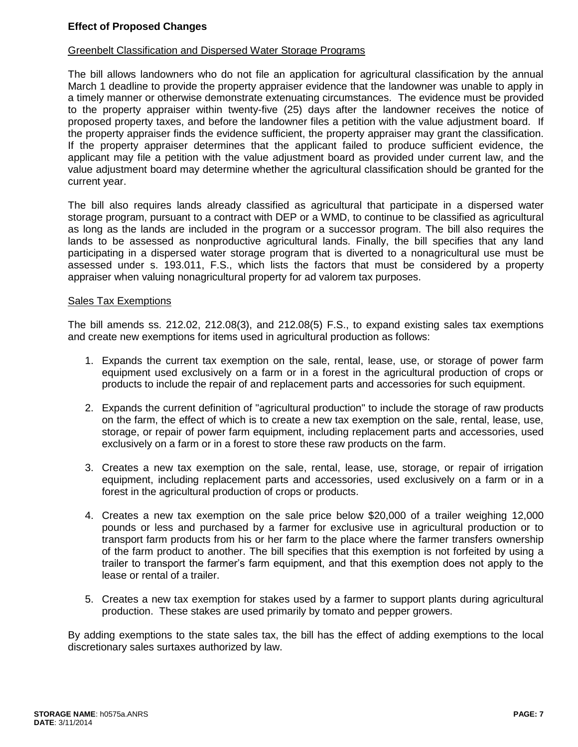**Effect of Proposed Changes**

Greenbelt Classification and Dispersed Water Storage Programs

The bill allows landowners who do not file an application for agricultural classification by the annual March 1 deadline to provide the property appraiser evidence that the landowner was unable to apply in a timely manner or otherwise demonstrate extenuating circumstances. The evidence must be provided to the property appraiser within twenty-five (25) days after the landowner receives the notice of proposed property taxes, and before the landowner files a petition with the value adjustment board. If the property appraiser finds the evidence sufficient, the property appraiser may grant the classification. If the property appraiser determines that the applicant failed to produce sufficient evidence, the applicant may file a petition with the value adjustment board as provided under current law, and the value adjustment board may determine whether the agricultural classification should be granted for the current year.

The bill also requires lands already classified as agricultural that participate in a dispersed water storage program, pursuant to a contract with DEP or a WMD, to continue to be classified as agricultural as long as the lands are included in the program or a successor program. The bill also requires the lands to be assessed as nonproductive agricultural lands. Finally, the bill specifies that any land participating in a dispersed water storage program that is diverted to a nonagricultural use must be assessed under s. 193.011, F.S., which lists the factors that must be considered by a property appraiser when valuing nonagricultural property for ad valorem tax purposes.

Sales Tax Exemptions

The bill amends ss. 212.02, 212.08(3), and 212.08(5) F.S., to expand existing sales tax exemptions and create new exemptions for items used in agricultural production as follows:

1. Expands the current tax exemption on the sale, rental, lease, use, or storage of power farm equipment used exclusively on a farm or in a forest in the agricultural production of crops or products to include the repair of and replacement parts and accessories for such equipment.

2. Expands the current definition of "agricultural production" to include the storage of raw products on the farm, the effect of which is to create a new tax exemption on the sale, rental, lease, use, storage, or repair of power farm equipment, including replacement parts and accessories, used exclusively on a farm or in a forest to store these raw products on the farm.

3. Creates a new tax exemption on the sale, rental, lease, use, storage, or repair of irrigation equipment, including replacement parts and accessories, used exclusively on a farm or in a forest in the agricultural production of crops or products.

4. Creates a new tax exemption on the sale price below $20,000 of a trailer weighing 12,000 pounds or less and purchased by a farmer for exclusive use in agricultural production or to transport farm products from his or her farm to the place where the farmer transfers ownership of the farm product to another. The bill specifies that this exemption is not forfeited by using a trailer to transport the farmer's farm equipment, and that this exemption does not apply to the lease or rental of a trailer.

5. Creates a new tax exemption for stakes used by a farmer to support plants during agricultural production. These stakes are used primarily by tomato and pepper growers.

By adding exemptions to the state sales tax, the bill has the effect of adding exemptions to the local discretionary sales surtaxes authorized by law.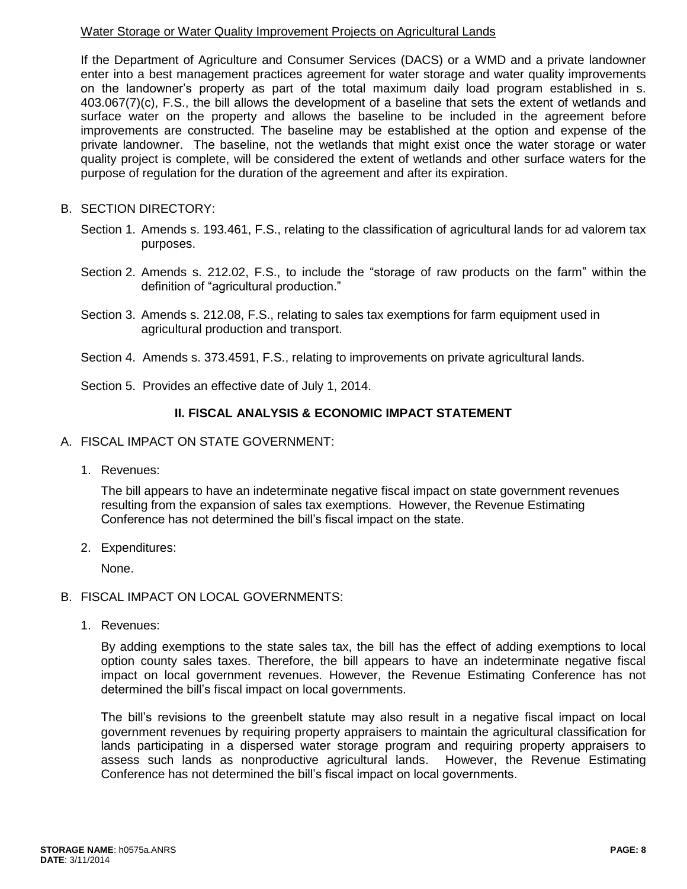Water Storage or Water Quality Improvement Projects on Agricultural Lands

If the Department of Agriculture and Consumer Services (DACS) or a WMD and a private landowner enter into a best management practices agreement for water storage and water quality improvements on the landowner's property as part of the total maximum daily load program established in s. 403.067(7)(c), F.S., the bill allows the development of a baseline that sets the extent of wetlands and surface water on the property and allows the baseline to be included in the agreement before improvements are constructed. The baseline may be established at the option and expense of the private landowner. The baseline, not the wetlands that might exist once the water storage or water quality project is complete, will be considered the extent of wetlands and other surface waters for the purpose of regulation for the duration of the agreement and after its expiration.

B. SECTION DIRECTORY:

Section 1. Amends s. 193.461, F.S., relating to the classification of agricultural lands for ad valorem tax purposes.

Section 2. Amends s. 212.02, F.S., to include the "storage of raw products on the farm" within the definition of "agricultural production."

Section 3. Amends s. 212.08, F.S., relating to sales tax exemptions for farm equipment used in agricultural production and transport.

Section 4. Amends s. 373.4591, F.S., relating to improvements on private agricultural lands.

Section 5. Provides an effective date of July 1, 2014.

## II. FISCAL ANALYSIS & ECONOMIC IMPACT STATEMENT

A. FISCAL IMPACT ON STATE GOVERNMENT:

1. Revenues:

   The bill appears to have an indeterminate negative fiscal impact on state government revenues resulting from the expansion of sales tax exemptions. However, the Revenue Estimating Conference has not determined the bill's fiscal impact on the state.

2. Expenditures:

   None.

B. FISCAL IMPACT ON LOCAL GOVERNMENTS:

1. Revenues:

   By adding exemptions to the state sales tax, the bill has the effect of adding exemptions to local option county sales taxes. Therefore, the bill appears to have an indeterminate negative fiscal impact on local government revenues. However, the Revenue Estimating Conference has not determined the bill's fiscal impact on local governments.

   The bill's revisions to the greenbelt statute may also result in a negative fiscal impact on local government revenues by requiring property appraisers to maintain the agricultural classification for lands participating in a dispersed water storage program and requiring property appraisers to assess such lands as nonproductive agricultural lands. However, the Revenue Estimating Conference has not determined the bill's fiscal impact on local governments.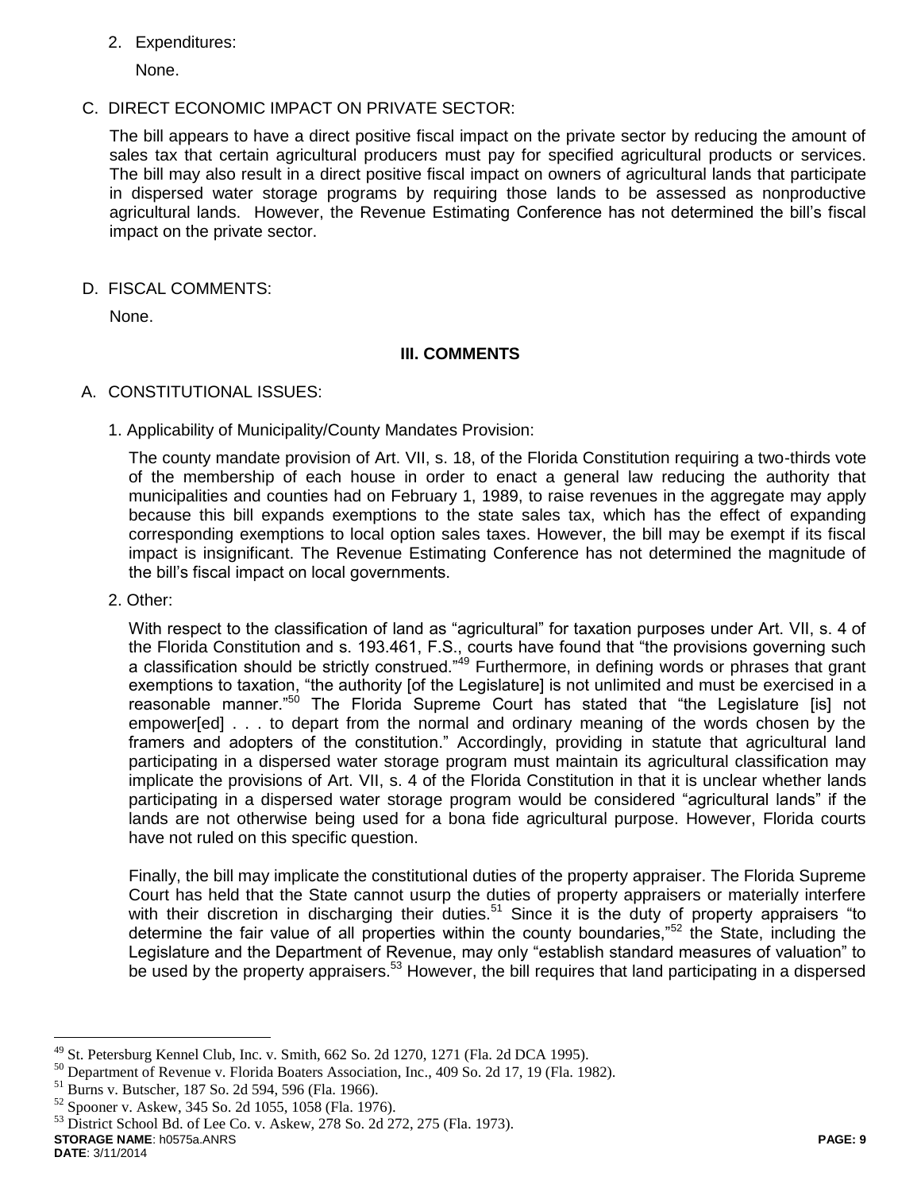2. Expenditures:

   None.

C. DIRECT ECONOMIC IMPACT ON PRIVATE SECTOR:

   The bill appears to have a direct positive fiscal impact on the private sector by reducing the amount of sales tax that certain agricultural producers must pay for specified agricultural products or services. The bill may also result in a direct positive fiscal impact on owners of agricultural lands that participate in dispersed water storage programs by requiring those lands to be assessed as nonproductive agricultural lands. However, the Revenue Estimating Conference has not determined the bill's fiscal impact on the private sector.

D. FISCAL COMMENTS:

   None.

## III. COMMENTS

A. CONSTITUTIONAL ISSUES:

1. Applicability of Municipality/County Mandates Provision:

   The county mandate provision of Art. VII, s. 18, of the Florida Constitution requiring a two-thirds vote of the membership of each house in order to enact a general law reducing the authority that municipalities and counties had on February 1, 1989, to raise revenues in the aggregate may apply because this bill expands exemptions to the state sales tax, which has the effect of expanding corresponding exemptions to local option sales taxes. However, the bill may be exempt if its fiscal impact is insignificant. The Revenue Estimating Conference has not determined the magnitude of the bill's fiscal impact on local governments.

2. Other:

   With respect to the classification of land as "agricultural" for taxation purposes under Art. VII, s. 4 of the Florida Constitution and s. 193.461, F.S., courts have found that "the provisions governing such a classification should be strictly construed."[49] Furthermore, in defining words or phrases that grant exemptions to taxation, "the authority [of the Legislature] is not unlimited and must be exercised in a reasonable manner."[50] The Florida Supreme Court has stated that "the Legislature [is] not empower[ed] . . . to depart from the normal and ordinary meaning of the words chosen by the framers and adopters of the constitution." Accordingly, providing in statute that agricultural land participating in a dispersed water storage program must maintain its agricultural classification may implicate the provisions of Art. VII, s. 4 of the Florida Constitution in that it is unclear whether lands participating in a dispersed water storage program would be considered "agricultural lands" if the lands are not otherwise being used for a bona fide agricultural purpose. However, Florida courts have not ruled on this specific question.

   Finally, the bill may implicate the constitutional duties of the property appraiser. The Florida Supreme Court has held that the State cannot usurp the duties of property appraisers or materially interfere with their discretion in discharging their duties.[51] Since it is the duty of property appraisers "to determine the fair value of all properties within the county boundaries,"[52] the State, including the Legislature and the Department of Revenue, may only "establish standard measures of valuation" to be used by the property appraisers.[53] However, the bill requires that land participating in a dispersed

---

[49] St. Petersburg Kennel Club, Inc. v. Smith, 662 So. 2d 1270, 1271 (Fla. 2d DCA 1995).

[50] Department of Revenue v. Florida Boaters Association, Inc., 409 So. 2d 17, 19 (Fla. 1982).

[51] Burns v. Butscher, 187 So. 2d 594, 596 (Fla. 1966).

[52] Spooner v. Askew, 345 So. 2d 1055, 1058 (Fla. 1976).

[53] District School Bd. of Lee Co. v. Askew, 278 So. 2d 272, 275 (Fla. 1973).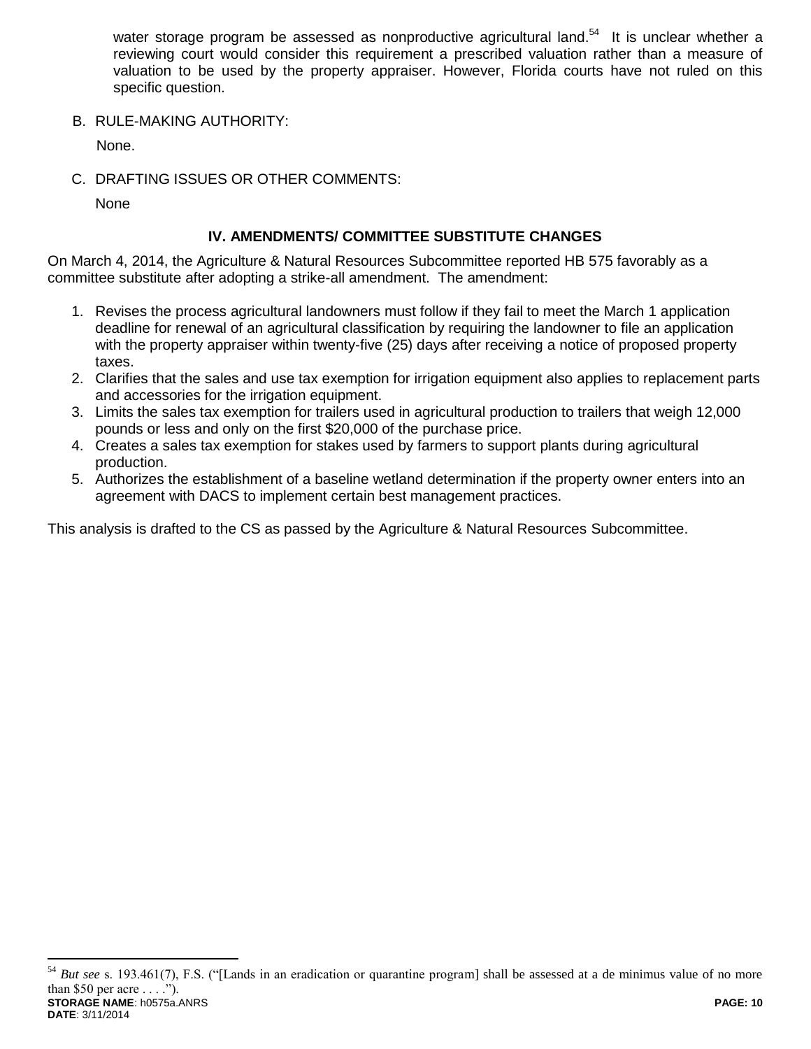water storage program be assessed as nonproductive agricultural land.[54] It is unclear whether a reviewing court would consider this requirement a prescribed valuation rather than a measure of valuation to be used by the property appraiser. However, Florida courts have not ruled on this specific question.

B. RULE-MAKING AUTHORITY:

None.

C. DRAFTING ISSUES OR OTHER COMMENTS:

None

## IV. AMENDMENTS/ COMMITTEE SUBSTITUTE CHANGES

On March 4, 2014, the Agriculture & Natural Resources Subcommittee reported HB 575 favorably as a committee substitute after adopting a strike-all amendment. The amendment:

1. Revises the process agricultural landowners must follow if they fail to meet the March 1 application deadline for renewal of an agricultural classification by requiring the landowner to file an application with the property appraiser within twenty-five (25) days after receiving a notice of proposed property taxes.
2. Clarifies that the sales and use tax exemption for irrigation equipment also applies to replacement parts and accessories for the irrigation equipment.
3. Limits the sales tax exemption for trailers used in agricultural production to trailers that weigh 12,000 pounds or less and only on the first $20,000 of the purchase price.
4. Creates a sales tax exemption for stakes used by farmers to support plants during agricultural production.
5. Authorizes the establishment of a baseline wetland determination if the property owner enters into an agreement with DACS to implement certain best management practices.

This analysis is drafted to the CS as passed by the Agriculture & Natural Resources Subcommittee.

---

[54] *But see* s. 193.461(7), F.S. ("[Lands in an eradication or quarantine program] shall be assessed at a de minimus value of no more than $50 per acre . . . .").